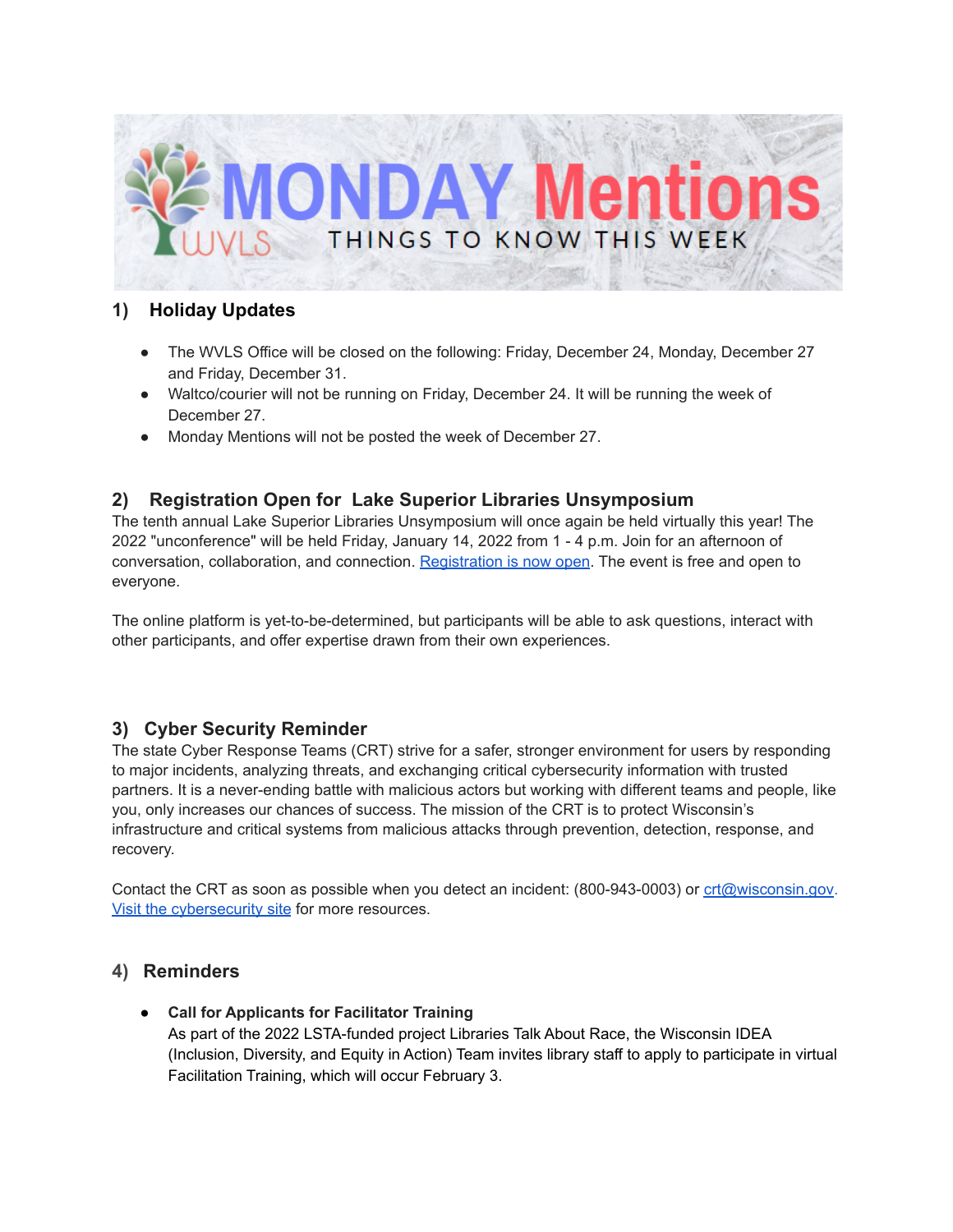# MONDAY Mentions

THINGS TO KNOW THIS WEEK

## 1) Holiday Updates

- The WVLS Office will be closed on the following: Friday, December 24, Monday, December 27 and Friday, December 31.
- Waltco/courier will not be running on Friday, December 24. It will be running the week of December 27.
- Monday Mentions will not be posted the week of December 27.

## 2) Registration Open for Lake Superior Libraries Unsymposium

The tenth annual Lake Superior Libraries Unsymposium will once again be held virtually this year! The 2022 "unconference" will be held Friday, January 14, 2022 from 1 - 4 p.m. Join for an afternoon of conversation, collaboration, and connection. Registration is now open. The event is free and open to everyone.

The online platform is yet-to-be-determined, but participants will be able to ask questions, interact with other participants, and offer expertise drawn from their own experiences.

## 3) Cyber Security Reminder

The state Cyber Response Teams (CRT) strive for a safer, stronger environment for users by responding to major incidents, analyzing threats, and exchanging critical cybersecurity information with trusted partners. It is a never-ending battle with malicious actors but working with different teams and people, like you, only increases our chances of success. The mission of the CRT is to protect Wisconsin's infrastructure and critical systems from malicious attacks through prevention, detection, response, and recovery.

Contact the CRT as soon as possible when you detect an incident: (800-943-0003) or crt@wisconsin.gov. Visit the cybersecurity site for more resources.

## 4) Reminders

- **Call for Applicants for Facilitator Training**
  As part of the 2022 LSTA-funded project Libraries Talk About Race, the Wisconsin IDEA (Inclusion, Diversity, and Equity in Action) Team invites library staff to apply to participate in virtual Facilitation Training, which will occur February 3.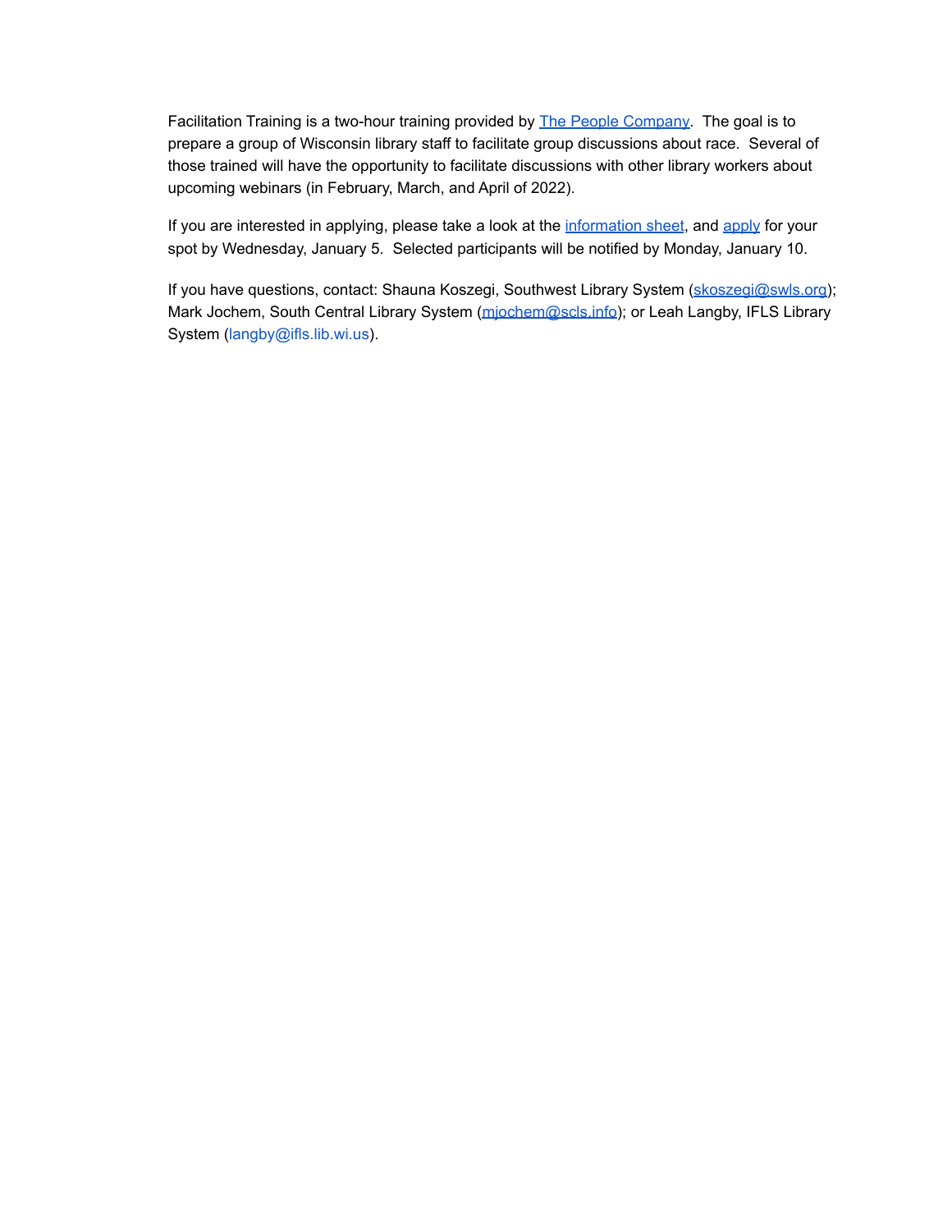Facilitation Training is a two-hour training provided by The People Company. The goal is to prepare a group of Wisconsin library staff to facilitate group discussions about race. Several of those trained will have the opportunity to facilitate discussions with other library workers about upcoming webinars (in February, March, and April of 2022).

If you are interested in applying, please take a look at the information sheet, and apply for your spot by Wednesday, January 5. Selected participants will be notified by Monday, January 10.

If you have questions, contact: Shauna Koszegi, Southwest Library System (skoszegi@swls.org); Mark Jochem, South Central Library System (mjochem@scls.info); or Leah Langby, IFLS Library System (langby@ifls.lib.wi.us).